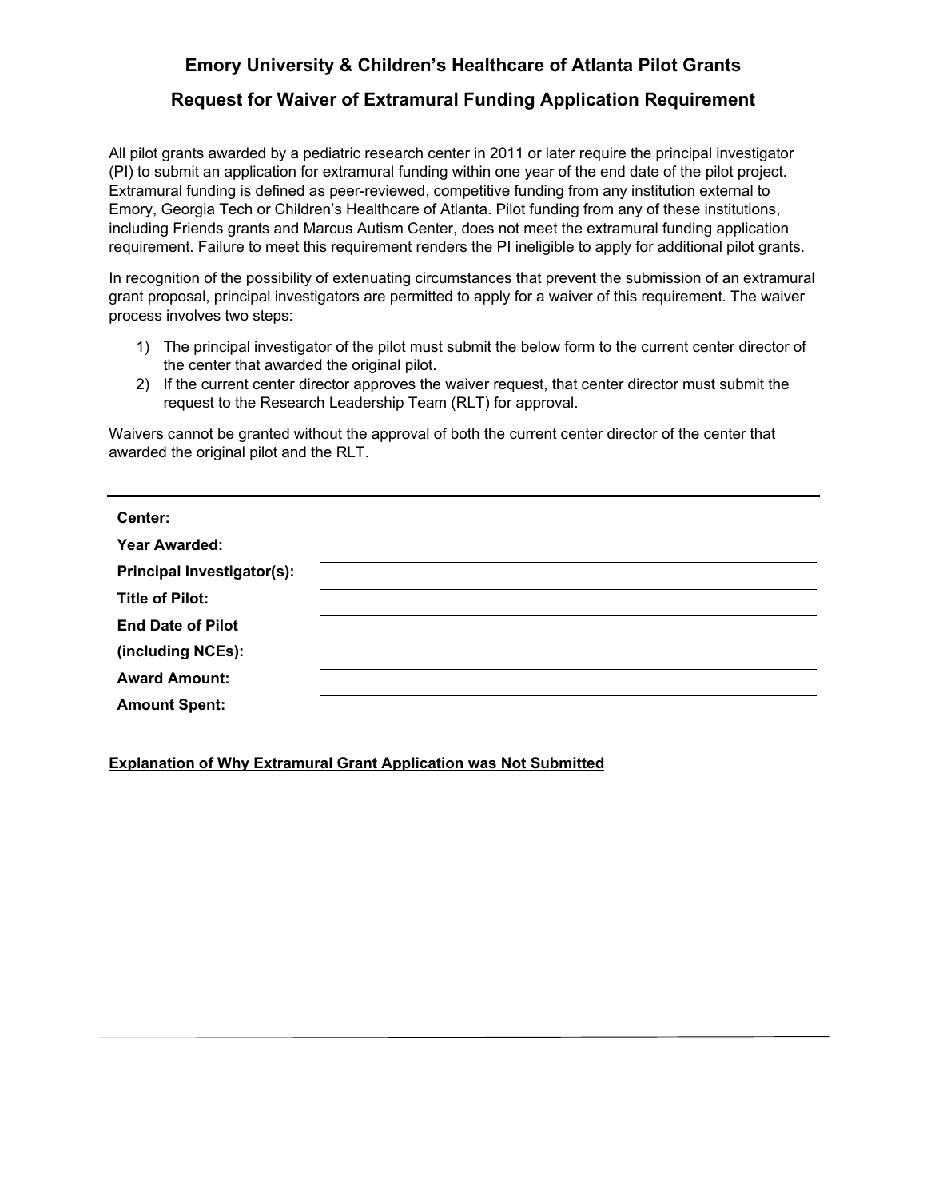# Emory University & Children's Healthcare of Atlanta Pilot Grants

## Request for Waiver of Extramural Funding Application Requirement

All pilot grants awarded by a pediatric research center in 2011 or later require the principal investigator (PI) to submit an application for extramural funding within one year of the end date of the pilot project. Extramural funding is defined as peer-reviewed, competitive funding from any institution external to Emory, Georgia Tech or Children's Healthcare of Atlanta. Pilot funding from any of these institutions, including Friends grants and Marcus Autism Center, does not meet the extramural funding application requirement. Failure to meet this requirement renders the PI ineligible to apply for additional pilot grants.

In recognition of the possibility of extenuating circumstances that prevent the submission of an extramural grant proposal, principal investigators are permitted to apply for a waiver of this requirement. The waiver process involves two steps:

1) The principal investigator of the pilot must submit the below form to the current center director of the center that awarded the original pilot.
2) If the current center director approves the waiver request, that center director must submit the request to the Research Leadership Team (RLT) for approval.

Waivers cannot be granted without the approval of both the current center director of the center that awarded the original pilot and the RLT.

---

**Center:** ______________________________

**Year Awarded:** ______________________________

**Principal Investigator(s):** ______________________________

**Title of Pilot:** ______________________________

**End Date of Pilot (including NCEs):** ______________________________

**Award Amount:** ______________________________

**Amount Spent:** ______________________________

**<u>Explanation of Why Extramural Grant Application was Not Submitted</u>**

---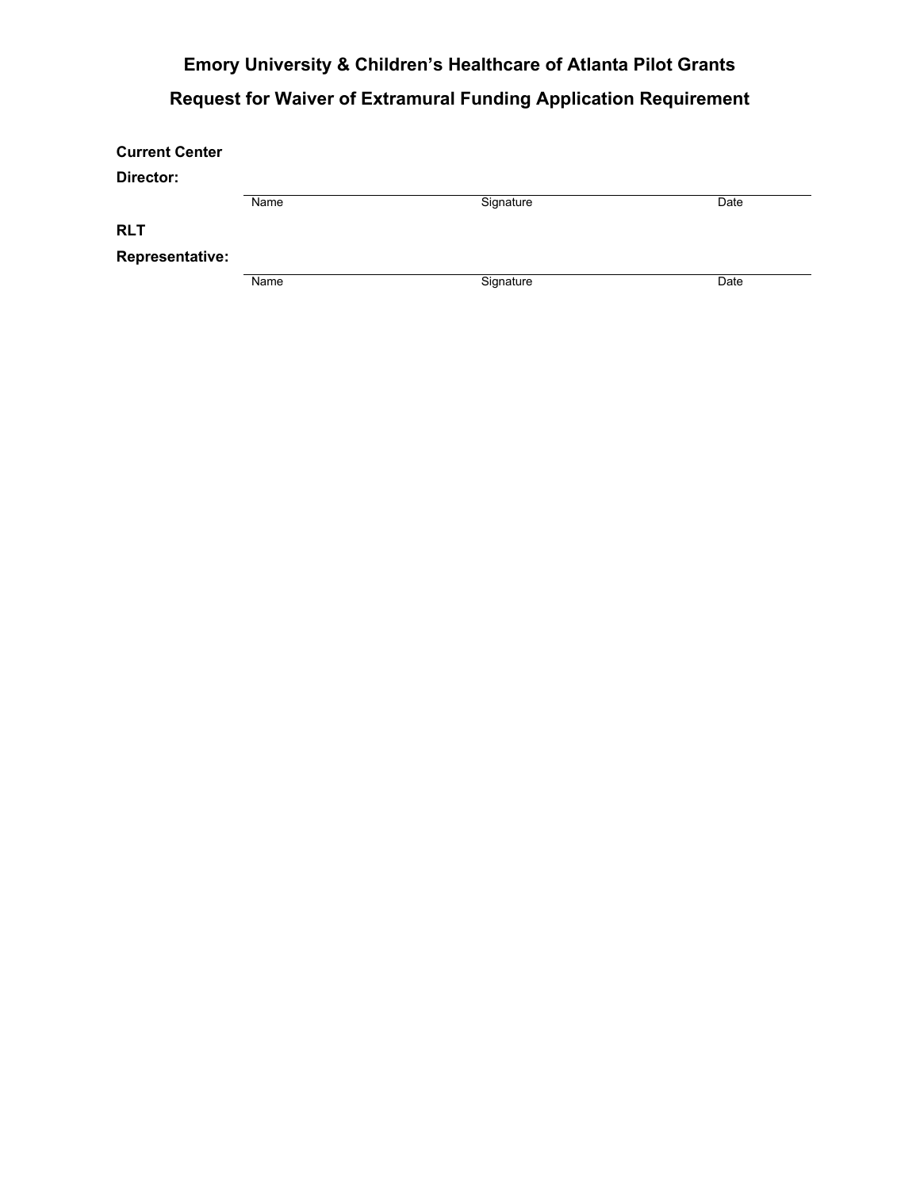## Emory University & Children's Healthcare of Atlanta Pilot Grants

## Request for Waiver of Extramural Funding Application Requirement

**Current Center Director:**

| Name | Signature | Date |
|---|---|---|
| | | |

**RLT Representative:**

| Name | Signature | Date |
|---|---|---|
| | | |